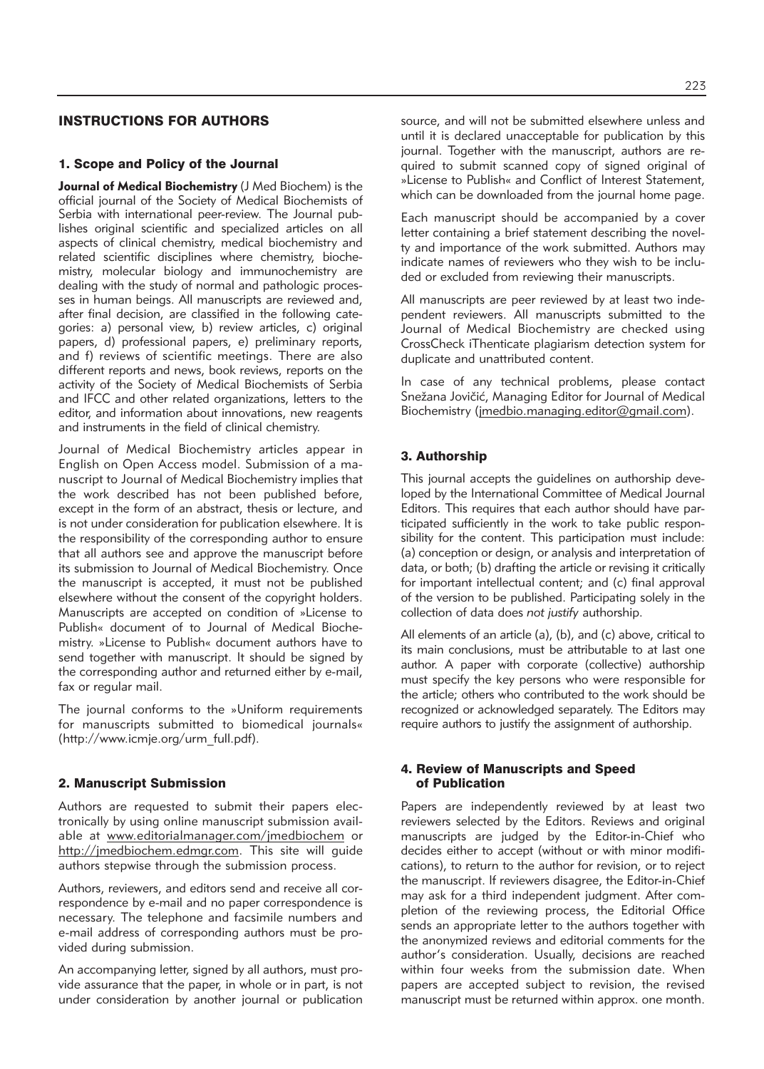# INSTRUCTIONS FOR AUTHORS

## 1. Scope and Policy of the Journal

**Journal of Medical Biochemistry** (J Med Biochem) is the official journal of the Society of Medical Biochemists of Serbia with international peer-review. The Journal publishes original scientific and specialized articles on all aspects of clinical chemistry, medical biochemistry and related scientific disciplines where chemistry, biochemistry, molecular biology and immunochemistry are dealing with the study of normal and pathologic processes in human beings. All manuscripts are reviewed and, after final decision, are classified in the following categories: a) personal view, b) review articles, c) original papers, d) professional papers, e) preliminary reports, and f) reviews of scientific meetings. There are also different reports and news, book reviews, reports on the activity of the Society of Medical Biochemists of Serbia and IFCC and other related organizations, letters to the editor, and information about innovations, new reagents and instruments in the field of clinical chemistry.

Journal of Medical Biochemistry articles appear in English on Open Access model. Submission of a manuscript to Journal of Medical Biochemistry implies that the work described has not been published before, except in the form of an abstract, thesis or lecture, and is not under consideration for publication elsewhere. It is the responsibility of the corresponding author to ensure that all authors see and approve the manuscript before its submission to Journal of Medical Biochemistry. Once the manuscript is accepted, it must not be published elsewhere without the consent of the copyright holders. Manuscripts are accepted on condition of »License to Publish« document of to Journal of Medical Biochemistry. »License to Publish« document authors have to send together with manuscript. It should be signed by the corresponding author and returned either by e-mail, fax or regular mail.

The journal conforms to the »Uniform requirements for manuscripts submitted to biomedical journals« (http://www.icmje.org/urm_full.pdf).

## 2. Manuscript Submission

Authors are requested to submit their papers electronically by using online manuscript submission available at www.editorialmanager.com/jmedbiochem or http://jmedbiochem.edmgr.com. This site will guide authors stepwise through the submission process.

Authors, reviewers, and editors send and receive all correspondence by e-mail and no paper correspondence is necessary. The telephone and facsimile numbers and e-mail address of corresponding authors must be provided during submission.

An accompanying letter, signed by all authors, must provide assurance that the paper, in whole or in part, is not under consideration by another journal or publication source, and will not be submitted elsewhere unless and until it is declared unacceptable for publication by this journal. Together with the manuscript, authors are required to submit scanned copy of signed original of »License to Publish« and Conflict of Interest Statement, which can be downloaded from the journal home page.

Each manuscript should be accompanied by a cover letter containing a brief statement describing the novelty and importance of the work submitted. Authors may indicate names of reviewers who they wish to be included or excluded from reviewing their manuscripts.

All manuscripts are peer reviewed by at least two independent reviewers. All manuscripts submitted to the Journal of Medical Biochemistry are checked using CrossCheck iThenticate plagiarism detection system for duplicate and unattributed content.

In case of any technical problems, please contact Snežana Jovičić, Managing Editor for Journal of Medical Biochemistry (jmedbio.managing.editor@gmail.com).

## 3. Authorship

This journal accepts the guidelines on authorship developed by the International Committee of Medical Journal Editors. This requires that each author should have participated sufficiently in the work to take public responsibility for the content. This participation must include: (a) conception or design, or analysis and interpretation of data, or both; (b) drafting the article or revising it critically for important intellectual content; and (c) final approval of the version to be published. Participating solely in the collection of data does *not justify* authorship.

All elements of an article (a), (b), and (c) above, critical to its main conclusions, must be attributable to at last one author. A paper with corporate (collective) authorship must specify the key persons who were responsible for the article; others who contributed to the work should be recognized or acknowledged separately. The Editors may require authors to justify the assignment of authorship.

## 4. Review of Manuscripts and Speed of Publication

Papers are independently reviewed by at least two reviewers selected by the Editors. Reviews and original manuscripts are judged by the Editor-in-Chief who decides either to accept (without or with minor modifications), to return to the author for revision, or to reject the manuscript. If reviewers disagree, the Editor-in-Chief may ask for a third independent judgment. After completion of the reviewing process, the Editorial Office sends an appropriate letter to the authors together with the anonymized reviews and editorial comments for the author's consideration. Usually, decisions are reached within four weeks from the submission date. When papers are accepted subject to revision, the revised manuscript must be returned within approx. one month.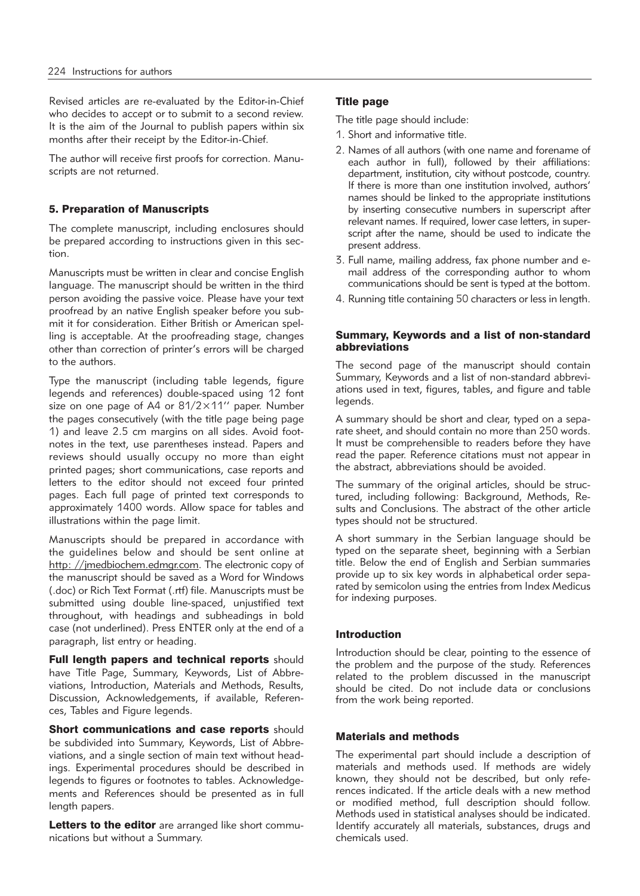Revised articles are re-evaluated by the Editor-in-Chief who decides to accept or to submit to a second review. It is the aim of the Journal to publish papers within six months after their receipt by the Editor-in-Chief.

The author will receive first proofs for correction. Manuscripts are not returned.

## 5. Preparation of Manuscripts

The complete manuscript, including enclosures should be prepared according to instructions given in this section.

Manuscripts must be written in clear and concise English language. The manuscript should be written in the third person avoiding the passive voice. Please have your text proofread by an native English speaker before you submit it for consideration. Either British or American spelling is acceptable. At the proofreading stage, changes other than correction of printer's errors will be charged to the authors.

Type the manuscript (including table legends, figure legends and references) double-spaced using 12 font size on one page of A4 or 81/2×11'' paper. Number the pages consecutively (with the title page being page 1) and leave 2.5 cm margins on all sides. Avoid footnotes in the text, use parentheses instead. Papers and reviews should usually occupy no more than eight printed pages; short communications, case reports and letters to the editor should not exceed four printed pages. Each full page of printed text corresponds to approximately 1400 words. Allow space for tables and illustrations within the page limit.

Manuscripts should be prepared in accordance with the guidelines below and should be sent online at http: //jmedbiochem.edmgr.com. The electronic copy of the manuscript should be saved as a Word for Windows (.doc) or Rich Text Format (.rtf) file. Manuscripts must be submitted using double line-spaced, unjustified text throughout, with headings and subheadings in bold case (not underlined). Press ENTER only at the end of a paragraph, list entry or heading.

**Full length papers and technical reports** should have Title Page, Summary, Keywords, List of Abbreviations, Introduction, Materials and Methods, Results, Discussion, Acknowledgements, if available, References, Tables and Figure legends.

**Short communications and case reports** should be subdivided into Summary, Keywords, List of Abbreviations, and a single section of main text without headings. Experimental procedures should be described in legends to figures or footnotes to tables. Acknowledgements and References should be presented as in full length papers.

**Letters to the editor** are arranged like short communications but without a Summary.

### Title page

The title page should include:

1. Short and informative title.
2. Names of all authors (with one name and forename of each author in full), followed by their affiliations: department, institution, city without postcode, country. If there is more than one institution involved, authors' names should be linked to the appropriate institutions by inserting consecutive numbers in superscript after relevant names. If required, lower case letters, in superscript after the name, should be used to indicate the present address.
3. Full name, mailing address, fax phone number and e-mail address of the corresponding author to whom communications should be sent is typed at the bottom.
4. Running title containing 50 characters or less in length.

### Summary, Keywords and a list of non-standard abbreviations

The second page of the manuscript should contain Summary, Keywords and a list of non-standard abbreviations used in text, figures, tables, and figure and table legends.

A summary should be short and clear, typed on a separate sheet, and should contain no more than 250 words. It must be comprehensible to readers before they have read the paper. Reference citations must not appear in the abstract, abbreviations should be avoided.

The summary of the original articles, should be structured, including following: Background, Methods, Results and Conclusions. The abstract of the other article types should not be structured.

A short summary in the Serbian language should be typed on the separate sheet, beginning with a Serbian title. Below the end of English and Serbian summaries provide up to six key words in alphabetical order separated by semicolon using the entries from Index Medicus for indexing purposes.

### Introduction

Introduction should be clear, pointing to the essence of the problem and the purpose of the study. References related to the problem discussed in the manuscript should be cited. Do not include data or conclusions from the work being reported.

### Materials and methods

The experimental part should include a description of materials and methods used. If methods are widely known, they should not be described, but only references indicated. If the article deals with a new method or modified method, full description should follow. Methods used in statistical analyses should be indicated. Identify accurately all materials, substances, drugs and chemicals used.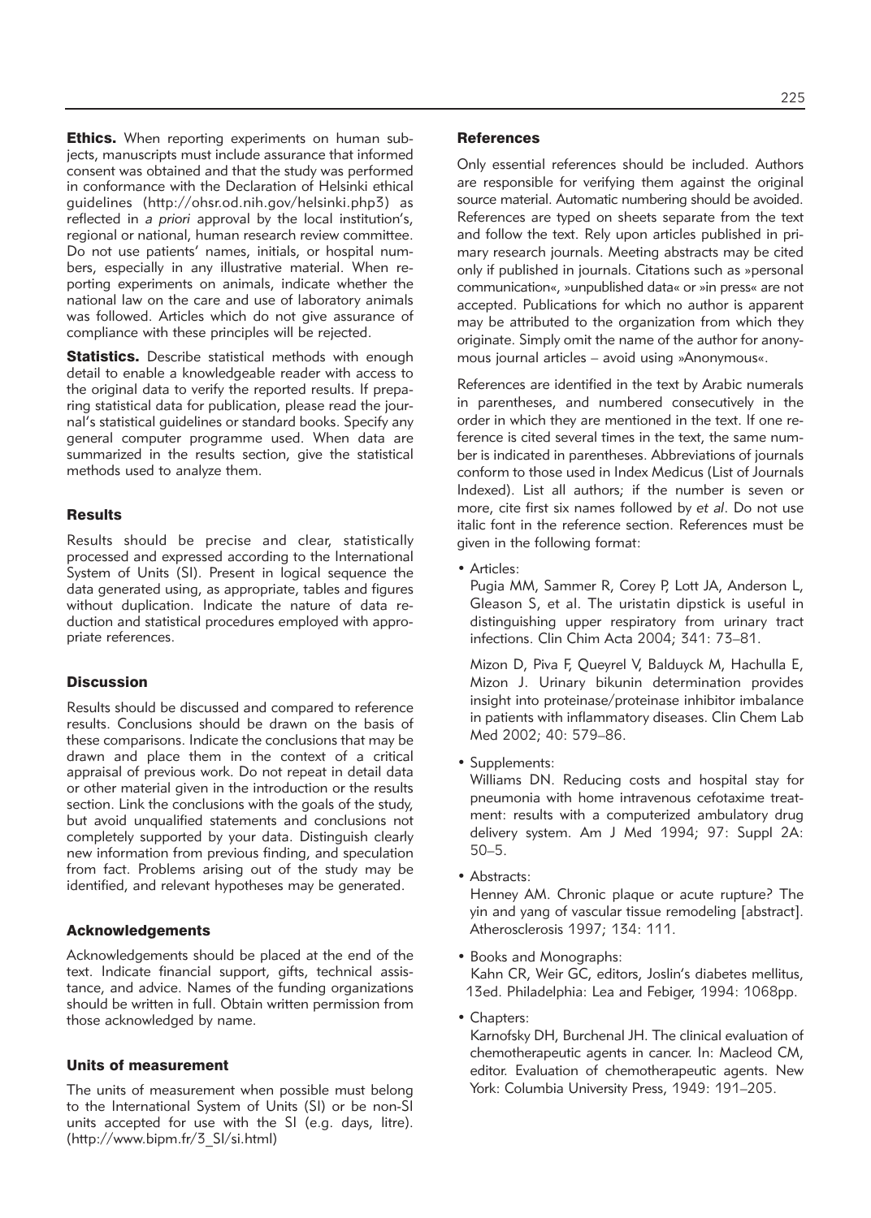**Ethics.** When reporting experiments on human subjects, manuscripts must include assurance that informed consent was obtained and that the study was performed in conformance with the Declaration of Helsinki ethical guidelines (http://ohsr.od.nih.gov/helsinki.php3) as reflected in *a priori* approval by the local institution's, regional or national, human research review committee. Do not use patients' names, initials, or hospital numbers, especially in any illustrative material. When reporting experiments on animals, indicate whether the national law on the care and use of laboratory animals was followed. Articles which do not give assurance of compliance with these principles will be rejected.

**Statistics.** Describe statistical methods with enough detail to enable a knowledgeable reader with access to the original data to verify the reported results. If preparing statistical data for publication, please read the journal's statistical guidelines or standard books. Specify any general computer programme used. When data are summarized in the results section, give the statistical methods used to analyze them.

### Results

Results should be precise and clear, statistically processed and expressed according to the International System of Units (SI). Present in logical sequence the data generated using, as appropriate, tables and figures without duplication. Indicate the nature of data reduction and statistical procedures employed with appropriate references.

### Discussion

Results should be discussed and compared to reference results. Conclusions should be drawn on the basis of these comparisons. Indicate the conclusions that may be drawn and place them in the context of a critical appraisal of previous work. Do not repeat in detail data or other material given in the introduction or the results section. Link the conclusions with the goals of the study, but avoid unqualified statements and conclusions not completely supported by your data. Distinguish clearly new information from previous finding, and speculation from fact. Problems arising out of the study may be identified, and relevant hypotheses may be generated.

### Acknowledgements

Acknowledgements should be placed at the end of the text. Indicate financial support, gifts, technical assistance, and advice. Names of the funding organizations should be written in full. Obtain written permission from those acknowledged by name.

### Units of measurement

The units of measurement when possible must belong to the International System of Units (SI) or be non-SI units accepted for use with the SI (e.g. days, litre). (http://www.bipm.fr/3_SI/si.html)

### References

Only essential references should be included. Authors are responsible for verifying them against the original source material. Automatic numbering should be avoided. References are typed on sheets separate from the text and follow the text. Rely upon articles published in primary research journals. Meeting abstracts may be cited only if published in journals. Citations such as »personal communication«, »unpublished data« or »in press« are not accepted. Publications for which no author is apparent may be attributed to the organization from which they originate. Simply omit the name of the author for anonymous journal articles – avoid using »Anonymous«.

References are identified in the text by Arabic numerals in parentheses, and numbered consecutively in the order in which they are mentioned in the text. If one reference is cited several times in the text, the same number is indicated in parentheses. Abbreviations of journals conform to those used in Index Medicus (List of Journals Indexed). List all authors; if the number is seven or more, cite first six names followed by *et al*. Do not use italic font in the reference section. References must be given in the following format:

- Articles:
  Pugia MM, Sammer R, Corey P, Lott JA, Anderson L, Gleason S, et al. The uristatin dipstick is useful in distinguishing upper respiratory from urinary tract infections. Clin Chim Acta 2004; 341: 73–81.

  Mizon D, Piva F, Queyrel V, Balduyck M, Hachulla E, Mizon J. Urinary bikunin determination provides insight into proteinase/proteinase inhibitor imbalance in patients with inflammatory diseases. Clin Chem Lab Med 2002; 40: 579–86.

- Supplements:
  Williams DN. Reducing costs and hospital stay for pneumonia with home intravenous cefotaxime treatment: results with a computerized ambulatory drug delivery system. Am J Med 1994; 97: Suppl 2A: 50–5.

- Abstracts:
  Henney AM. Chronic plaque or acute rupture? The yin and yang of vascular tissue remodeling [abstract]. Atherosclerosis 1997; 134: 111.

- Books and Monographs:
  Kahn CR, Weir GC, editors, Joslin's diabetes mellitus, 13ed. Philadelphia: Lea and Febiger, 1994: 1068pp.

- Chapters:
  Karnofsky DH, Burchenal JH. The clinical evaluation of chemotherapeutic agents in cancer. In: Macleod CM, editor. Evaluation of chemotherapeutic agents. New York: Columbia University Press, 1949: 191–205.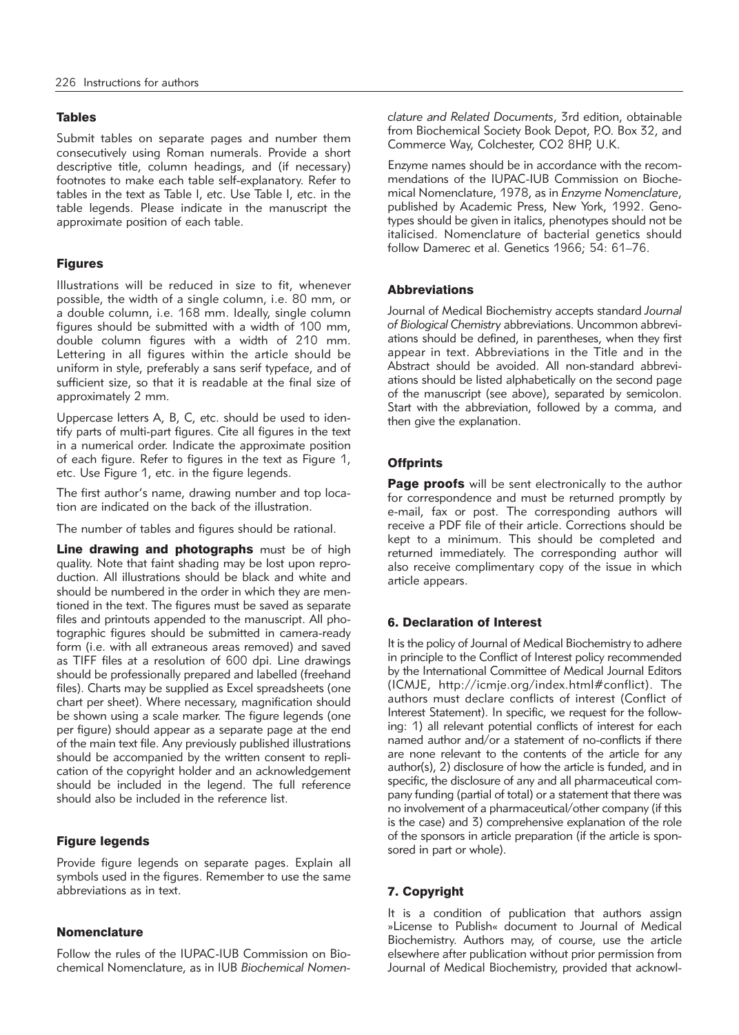## Tables

Submit tables on separate pages and number them consecutively using Roman numerals. Provide a short descriptive title, column headings, and (if necessary) footnotes to make each table self-explanatory. Refer to tables in the text as Table I, etc. Use Table I, etc. in the table legends. Please indicate in the manuscript the approximate position of each table.

## Figures

Illustrations will be reduced in size to fit, whenever possible, the width of a single column, i.e. 80 mm, or a double column, i.e. 168 mm. Ideally, single column figures should be submitted with a width of 100 mm, double column figures with a width of 210 mm. Lettering in all figures within the article should be uniform in style, preferably a sans serif typeface, and of sufficient size, so that it is readable at the final size of approximately 2 mm.

Uppercase letters A, B, C, etc. should be used to identify parts of multi-part figures. Cite all figures in the text in a numerical order. Indicate the approximate position of each figure. Refer to figures in the text as Figure 1, etc. Use Figure 1, etc. in the figure legends.

The first author's name, drawing number and top location are indicated on the back of the illustration.

The number of tables and figures should be rational.

**Line drawing and photographs** must be of high quality. Note that faint shading may be lost upon reproduction. All illustrations should be black and white and should be numbered in the order in which they are mentioned in the text. The figures must be saved as separate files and printouts appended to the manuscript. All photographic figures should be submitted in camera-ready form (i.e. with all extraneous areas removed) and saved as TIFF files at a resolution of 600 dpi. Line drawings should be professionally prepared and labelled (freehand files). Charts may be supplied as Excel spreadsheets (one chart per sheet). Where necessary, magnification should be shown using a scale marker. The figure legends (one per figure) should appear as a separate page at the end of the main text file. Any previously published illustrations should be accompanied by the written consent to replication of the copyright holder and an acknowledgement should be included in the legend. The full reference should also be included in the reference list.

## Figure legends

Provide figure legends on separate pages. Explain all symbols used in the figures. Remember to use the same abbreviations as in text.

## Nomenclature

Follow the rules of the IUPAC-IUB Commission on Biochemical Nomenclature, as in IUB *Biochemical Nomenclature and Related Documents*, 3rd edition, obtainable from Biochemical Society Book Depot, P.O. Box 32, and Commerce Way, Colchester, CO2 8HP, U.K.

Enzyme names should be in accordance with the recommendations of the IUPAC-IUB Commission on Biochemical Nomenclature, 1978, as in *Enzyme Nomenclature*, published by Academic Press, New York, 1992. Genotypes should be given in italics, phenotypes should not be italicised. Nomenclature of bacterial genetics should follow Damerec et al. Genetics 1966; 54: 61–76.

## Abbreviations

Journal of Medical Biochemistry accepts standard *Journal of Biological Chemistry* abbreviations. Uncommon abbreviations should be defined, in parentheses, when they first appear in text. Abbreviations in the Title and in the Abstract should be avoided. All non-standard abbreviations should be listed alphabetically on the second page of the manuscript (see above), separated by semicolon. Start with the abbreviation, followed by a comma, and then give the explanation.

## Offprints

**Page proofs** will be sent electronically to the author for correspondence and must be returned promptly by e-mail, fax or post. The corresponding authors will receive a PDF file of their article. Corrections should be kept to a minimum. This should be completed and returned immediately. The corresponding author will also receive complimentary copy of the issue in which article appears.

## 6. Declaration of Interest

It is the policy of Journal of Medical Biochemistry to adhere in principle to the Conflict of Interest policy recommended by the International Committee of Medical Journal Editors (ICMJE, http://icmje.org/index.html#conflict). The authors must declare conflicts of interest (Conflict of Interest Statement). In specific, we request for the following: 1) all relevant potential conflicts of interest for each named author and/or a statement of no-conflicts if there are none relevant to the contents of the article for any author(s), 2) disclosure of how the article is funded, and in specific, the disclosure of any and all pharmaceutical company funding (partial of total) or a statement that there was no involvement of a pharmaceutical/other company (if this is the case) and 3) comprehensive explanation of the role of the sponsors in article preparation (if the article is sponsored in part or whole).

## 7. Copyright

It is a condition of publication that authors assign »License to Publish« document to Journal of Medical Biochemistry. Authors may, of course, use the article elsewhere after publication without prior permission from Journal of Medical Biochemistry, provided that acknowl-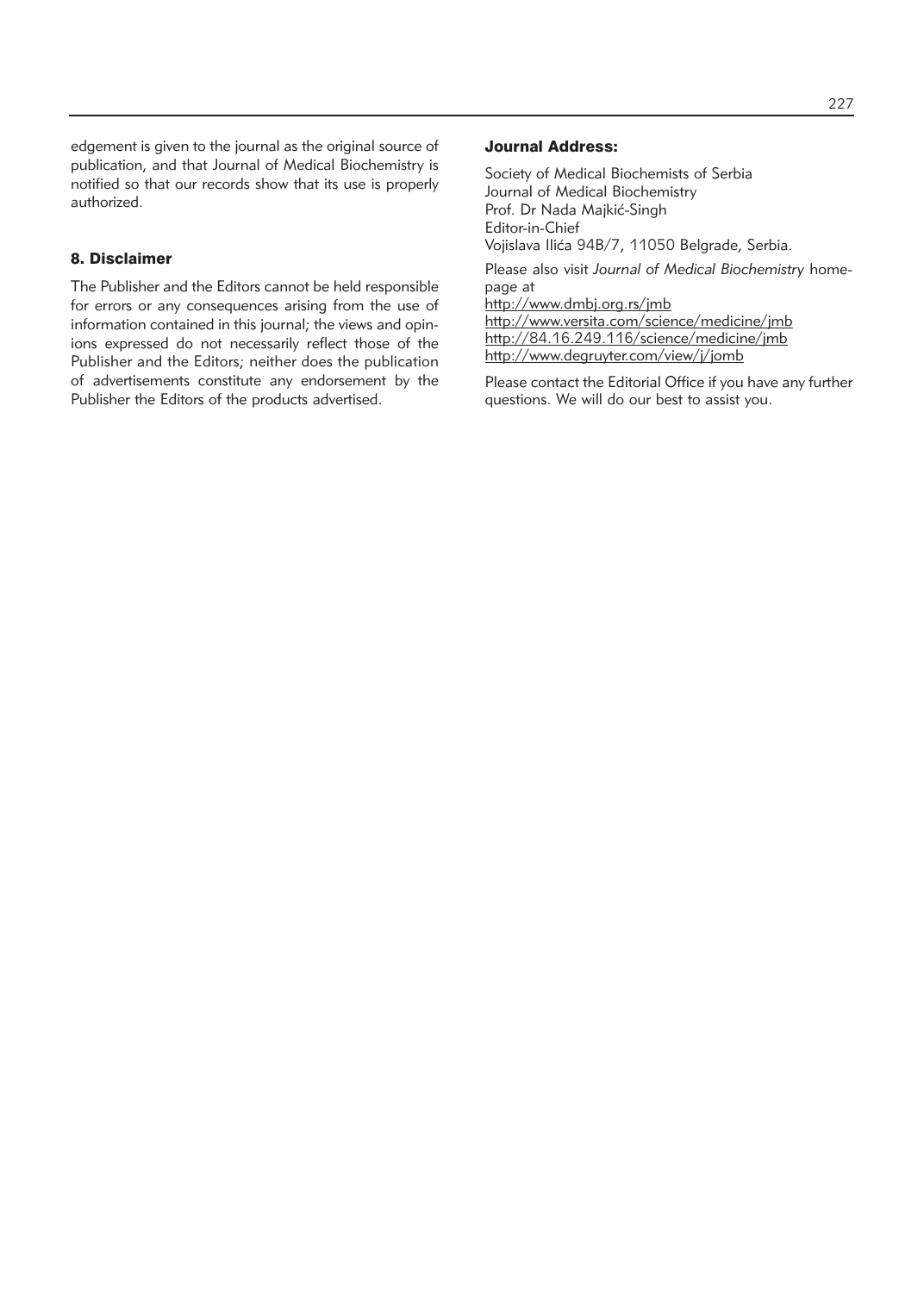edgement is given to the journal as the original source of publication, and that Journal of Medical Biochemistry is notified so that our records show that its use is properly authorized.

## 8. Disclaimer

The Publisher and the Editors cannot be held responsible for errors or any consequences arising from the use of information contained in this journal; the views and opinions expressed do not necessarily reflect those of the Publisher and the Editors; neither does the publication of advertisements constitute any endorsement by the Publisher the Editors of the products advertised.

## Journal Address:

Society of Medical Biochemists of Serbia
Journal of Medical Biochemistry
Prof. Dr Nada Majkić-Singh
Editor-in-Chief
Vojislava Ilića 94B/7, 11050 Belgrade, Serbia.

Please also visit *Journal of Medical Biochemistry* homepage at
http://www.dmbj.org.rs/jmb
http://www.versita.com/science/medicine/jmb
http://84.16.249.116/science/medicine/jmb
http://www.degruyter.com/view/j/jomb

Please contact the Editorial Office if you have any further questions. We will do our best to assist you.